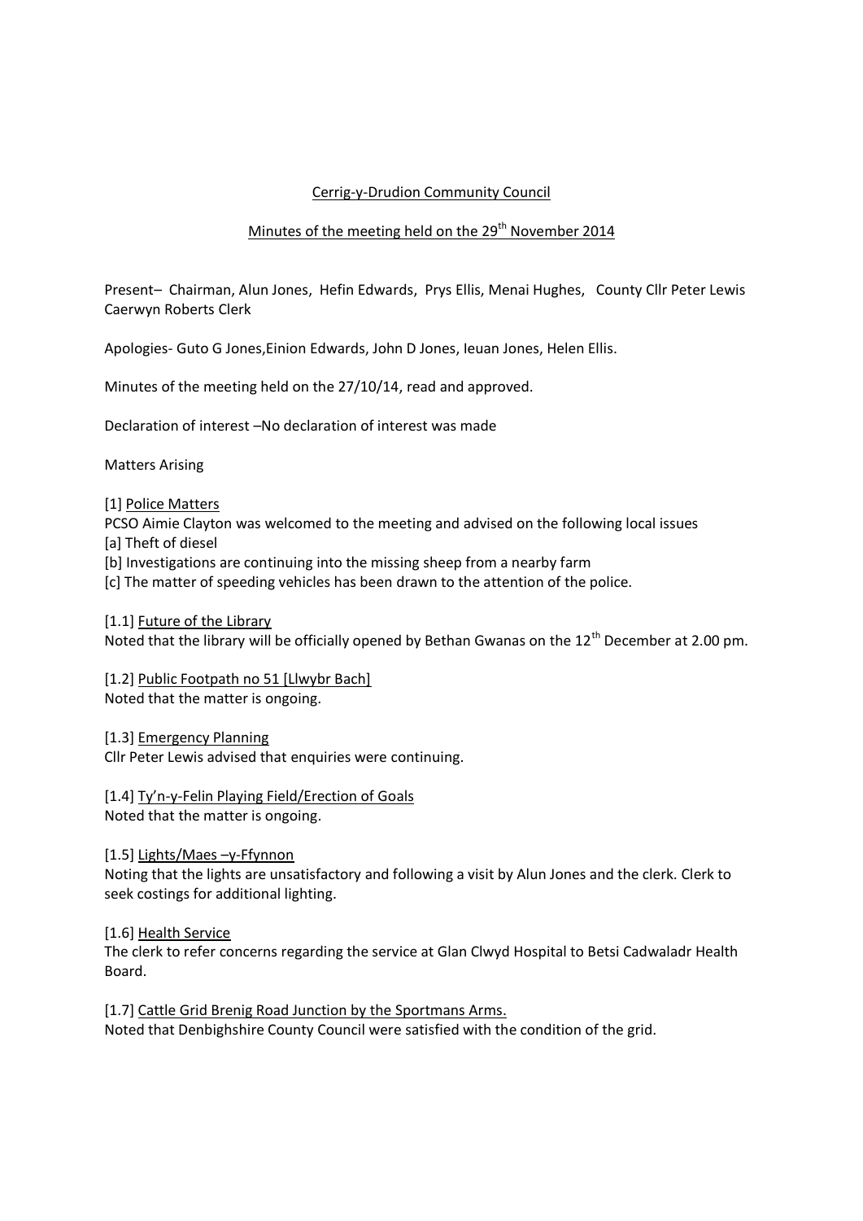Cerrig-y-Drudion Community Council

Minutes of the meeting held on the 29th November 2014

Present– Chairman, Alun Jones, Hefin Edwards, Prys Ellis, Menai Hughes, County Cllr Peter Lewis Caerwyn Roberts Clerk

Apologies- Guto G Jones,Einion Edwards, John D Jones, Ieuan Jones, Helen Ellis.

Minutes of the meeting held on the 27/10/14, read and approved.

Declaration of interest –No declaration of interest was made

Matters Arising

[1] Police Matters

PCSO Aimie Clayton was welcomed to the meeting and advised on the following local issues

[a] Theft of diesel

[b] Investigations are continuing into the missing sheep from a nearby farm

[c] The matter of speeding vehicles has been drawn to the attention of the police.

[1.1] Future of the Library

Noted that the library will be officially opened by Bethan Gwanas on the 12th December at 2.00 pm.

[1.2] Public Footpath no 51 [Llwybr Bach]

Noted that the matter is ongoing.

[1.3] Emergency Planning

Cllr Peter Lewis advised that enquiries were continuing.

[1.4] Ty'n-y-Felin Playing Field/Erection of Goals

Noted that the matter is ongoing.

[1.5] Lights/Maes –y-Ffynnon

Noting that the lights are unsatisfactory and following a visit by Alun Jones and the clerk. Clerk to seek costings for additional lighting.

[1.6] Health Service

The clerk to refer concerns regarding the service at Glan Clwyd Hospital to Betsi Cadwaladr Health Board.

[1.7] Cattle Grid Brenig Road Junction by the Sportmans Arms.

Noted that Denbighshire County Council were satisfied with the condition of the grid.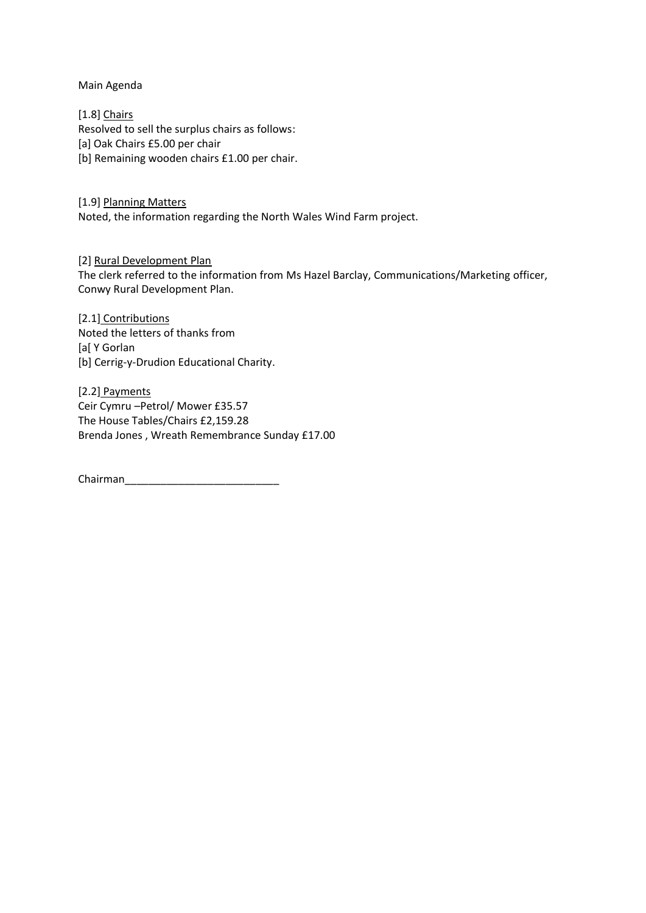Main Agenda

[1.8] Chairs
Resolved to sell the surplus chairs as follows:
[a] Oak Chairs £5.00 per chair
[b] Remaining wooden chairs £1.00 per chair.

[1.9] Planning Matters
Noted, the information regarding the North Wales Wind Farm project.

[2] Rural Development Plan
The clerk referred to the information from Ms Hazel Barclay, Communications/Marketing officer, Conwy Rural Development Plan.

[2.1] Contributions
Noted the letters of thanks from
[a[ Y Gorlan
[b] Cerrig-y-Drudion Educational Charity.

[2.2] Payments
Ceir Cymru –Petrol/ Mower £35.57
The House Tables/Chairs £2,159.28
Brenda Jones , Wreath Remembrance Sunday £17.00

Chairman___________________________